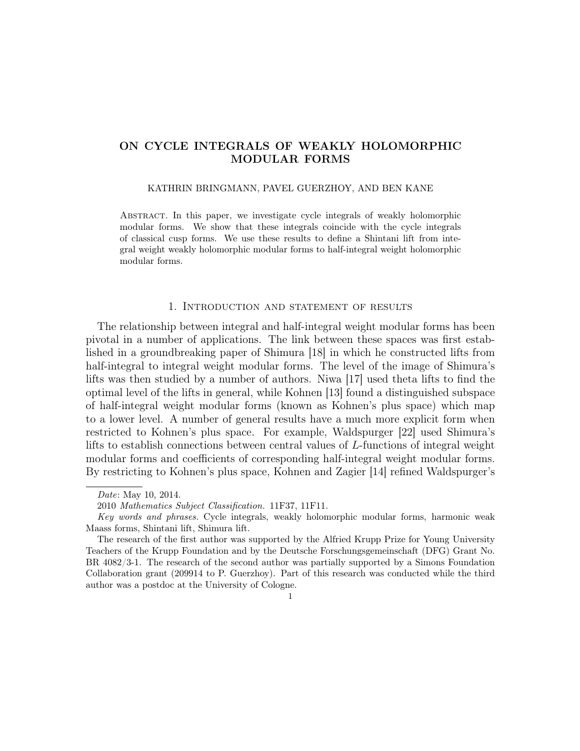# ON CYCLE INTEGRALS OF WEAKLY HOLOMORPHIC MODULAR FORMS

KATHRIN BRINGMANN, PAVEL GUERZHOY, AND BEN KANE

Abstract. In this paper, we investigate cycle integrals of weakly holomorphic modular forms. We show that these integrals coincide with the cycle integrals of classical cusp forms. We use these results to define a Shintani lift from integral weight weakly holomorphic modular forms to half-integral weight holomorphic modular forms.

## 1. Introduction and statement of results

The relationship between integral and half-integral weight modular forms has been pivotal in a number of applications. The link between these spaces was first established in a groundbreaking paper of Shimura [18] in which he constructed lifts from half-integral to integral weight modular forms. The level of the image of Shimura's lifts was then studied by a number of authors. Niwa [17] used theta lifts to find the optimal level of the lifts in general, while Kohnen [13] found a distinguished subspace of half-integral weight modular forms (known as Kohnen's plus space) which map to a lower level. A number of general results have a much more explicit form when restricted to Kohnen's plus space. For example, Waldspurger [22] used Shimura's lifts to establish connections between central values of $L$-functions of integral weight modular forms and coefficients of corresponding half-integral weight modular forms. By restricting to Kohnen's plus space, Kohnen and Zagier [14] refined Waldspurger's

---

*Date*: May 10, 2014.

2010 *Mathematics Subject Classification.* 11F37, 11F11.

*Key words and phrases.* Cycle integrals, weakly holomorphic modular forms, harmonic weak Maass forms, Shintani lift, Shimura lift.

The research of the first author was supported by the Alfried Krupp Prize for Young University Teachers of the Krupp Foundation and by the Deutsche Forschungsgemeinschaft (DFG) Grant No. BR 4082/3-1. The research of the second author was partially supported by a Simons Foundation Collaboration grant (209914 to P. Guerzhoy). Part of this research was conducted while the third author was a postdoc at the University of Cologne.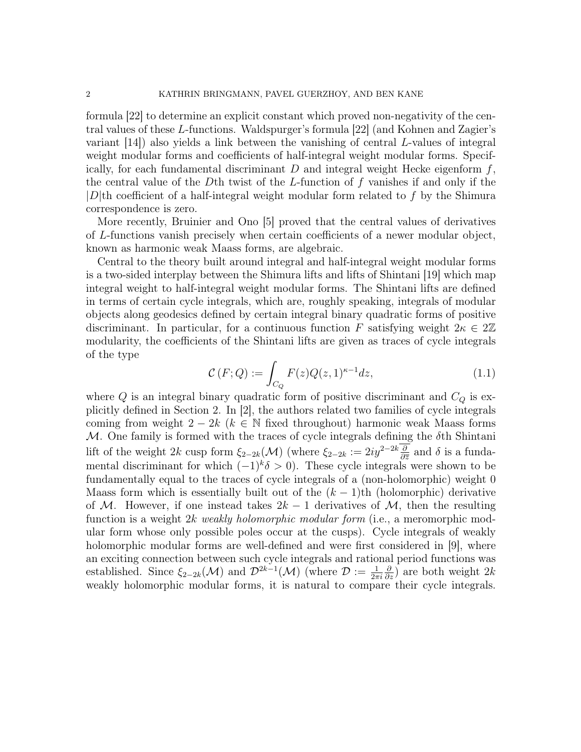formula [22] to determine an explicit constant which proved non-negativity of the central values of these $L$-functions. Waldspurger's formula [22] (and Kohnen and Zagier's variant [14]) also yields a link between the vanishing of central $L$-values of integral weight modular forms and coefficients of half-integral weight modular forms. Specifically, for each fundamental discriminant $D$ and integral weight Hecke eigenform $f$, the central value of the $D$th twist of the $L$-function of $f$ vanishes if and only if the $|D|$th coefficient of a half-integral weight modular form related to $f$ by the Shimura correspondence is zero.

More recently, Bruinier and Ono [5] proved that the central values of derivatives of $L$-functions vanish precisely when certain coefficients of a newer modular object, known as harmonic weak Maass forms, are algebraic.

Central to the theory built around integral and half-integral weight modular forms is a two-sided interplay between the Shimura lifts and lifts of Shintani [19] which map integral weight to half-integral weight modular forms. The Shintani lifts are defined in terms of certain cycle integrals, which are, roughly speaking, integrals of modular objects along geodesics defined by certain integral binary quadratic forms of positive discriminant. In particular, for a continuous function $F$ satisfying weight $2\kappa \in 2\mathbb{Z}$ modularity, the coefficients of the Shintani lifts are given as traces of cycle integrals of the type

$$\mathcal{C}\left(F;Q\right) := \int_{C_Q} F(z)Q(z,1)^{\kappa-1}dz, \tag{1.1}$$

where $Q$ is an integral binary quadratic form of positive discriminant and $C_Q$ is explicitly defined in Section 2. In [2], the authors related two families of cycle integrals coming from weight $2-2k$ ($k \in \mathbb{N}$ fixed throughout) harmonic weak Maass forms $\mathcal{M}$. One family is formed with the traces of cycle integrals defining the $\delta$th Shintani lift of the weight $2k$ cusp form $\xi_{2-2k}(\mathcal{M})$ (where $\xi_{2-2k} := 2iy^{2-2k}\overline{\frac{\partial}{\partial \overline{z}}}$ and $\delta$ is a fundamental discriminant for which $(-1)^k\delta > 0$). These cycle integrals were shown to be fundamentally equal to the traces of cycle integrals of a (non-holomorphic) weight 0 Maass form which is essentially built out of the $(k-1)$th (holomorphic) derivative of $\mathcal{M}$. However, if one instead takes $2k-1$ derivatives of $\mathcal{M}$, then the resulting function is a weight $2k$ *weakly holomorphic modular form* (i.e., a meromorphic modular form whose only possible poles occur at the cusps). Cycle integrals of weakly holomorphic modular forms are well-defined and were first considered in [9], where an exciting connection between such cycle integrals and rational period functions was established. Since $\xi_{2-2k}(\mathcal{M})$ and $\mathcal{D}^{2k-1}(\mathcal{M})$ (where $\mathcal{D} := \frac{1}{2\pi i}\frac{\partial}{\partial z}$) are both weight $2k$ weakly holomorphic modular forms, it is natural to compare their cycle integrals.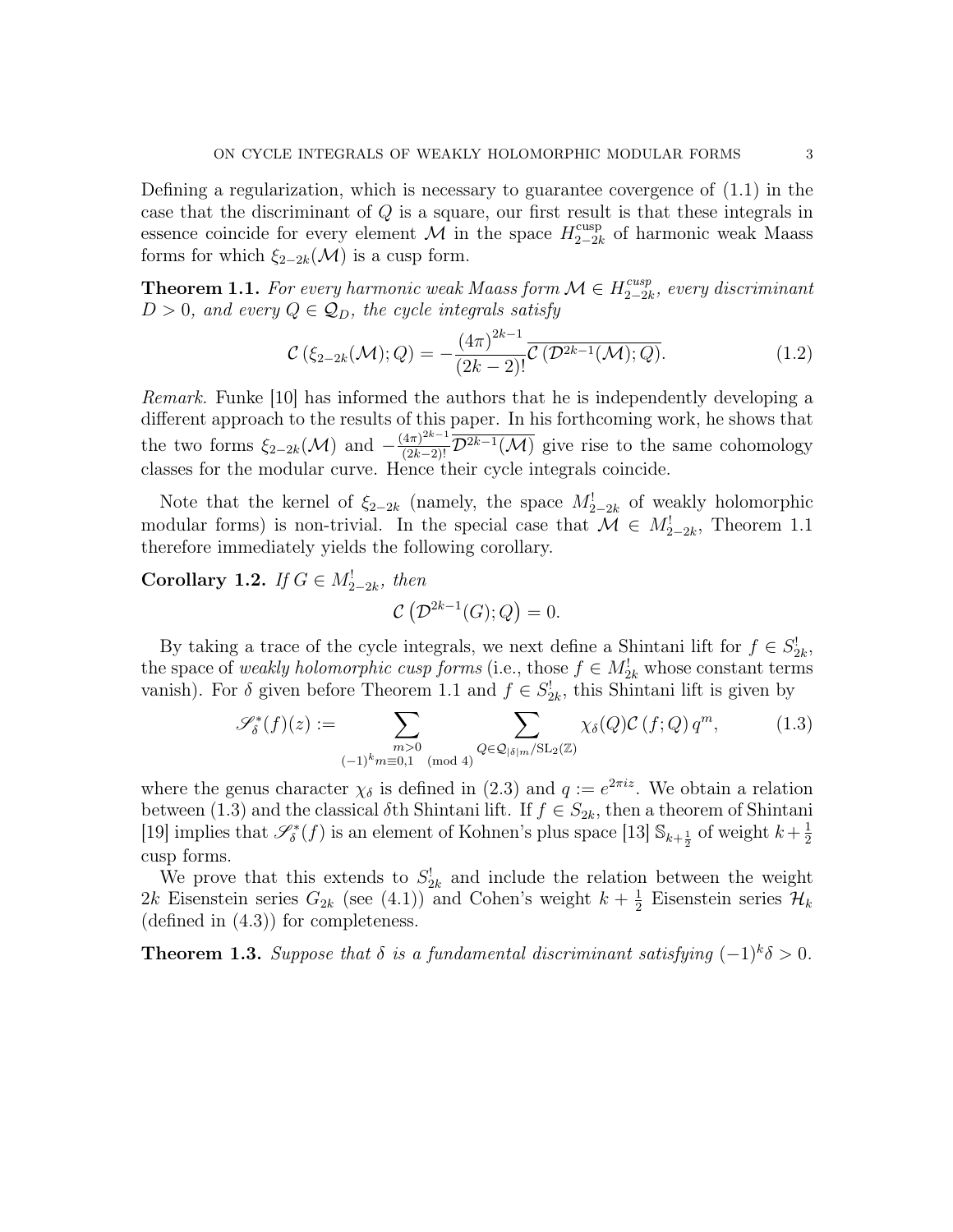Defining a regularization, which is necessary to guarantee covergence of (1.1) in the case that the discriminant of $Q$ is a square, our first result is that these integrals in essence coincide for every element $\mathcal{M}$ in the space $H_{2-2k}^{\mathrm{cusp}}$ of harmonic weak Maass forms for which $\xi_{2-2k}(\mathcal{M})$ is a cusp form.

**Theorem 1.1.** *For every harmonic weak Maass form $\mathcal{M} \in H_{2-2k}^{cusp}$, every discriminant $D > 0$, and every $Q \in \mathcal{Q}_D$, the cycle integrals satisfy*

$$\mathcal{C}\left(\xi_{2-2k}(\mathcal{M}); Q\right) = -\frac{(4\pi)^{2k-1}}{(2k-2)!}\overline{\mathcal{C}\left(\mathcal{D}^{2k-1}(\mathcal{M}); Q\right)}. \tag{1.2}$$

*Remark.* Funke [10] has informed the authors that he is independently developing a different approach to the results of this paper. In his forthcoming work, he shows that the two forms $\xi_{2-2k}(\mathcal{M})$ and $-\frac{(4\pi)^{2k-1}}{(2k-2)!}\overline{\mathcal{D}^{2k-1}(\mathcal{M})}$ give rise to the same cohomology classes for the modular curve. Hence their cycle integrals coincide.

Note that the kernel of $\xi_{2-2k}$ (namely, the space $M_{2-2k}^{!}$ of weakly holomorphic modular forms) is non-trivial. In the special case that $\mathcal{M} \in M_{2-2k}^{!}$, Theorem 1.1 therefore immediately yields the following corollary.

**Corollary 1.2.** *If $G \in M_{2-2k}^{!}$, then*

$$\mathcal{C}\left(\mathcal{D}^{2k-1}(G); Q\right) = 0.$$

By taking a trace of the cycle integrals, we next define a Shintani lift for $f \in S_{2k}^{!}$, the space of *weakly holomorphic cusp forms* (i.e., those $f \in M_{2k}^{!}$ whose constant terms vanish). For $\delta$ given before Theorem 1.1 and $f \in S_{2k}^{!}$, this Shintani lift is given by

$$\mathscr{S}_{\delta}^{*}(f)(z) := \sum_{\substack{m>0 \\ (-1)^k m \equiv 0,1 \pmod 4}} \sum_{Q \in \mathcal{Q}_{|\delta| m}/\mathrm{SL}_2(\mathbb{Z})} \chi_{\delta}(Q)\mathcal{C}\left(f; Q\right) q^m, \tag{1.3}$$

where the genus character $\chi_\delta$ is defined in (2.3) and $q := e^{2\pi i z}$. We obtain a relation between (1.3) and the classical $\delta$th Shintani lift. If $f \in S_{2k}$, then a theorem of Shintani [19] implies that $\mathscr{S}_{\delta}^{*}(f)$ is an element of Kohnen's plus space [13] $\mathbb{S}_{k+\frac{1}{2}}$ of weight $k+\frac{1}{2}$ cusp forms.

We prove that this extends to $S_{2k}^{!}$ and include the relation between the weight $2k$ Eisenstein series $G_{2k}$ (see (4.1)) and Cohen's weight $k+\frac{1}{2}$ Eisenstein series $\mathcal{H}_k$ (defined in (4.3)) for completeness.

**Theorem 1.3.** *Suppose that $\delta$ is a fundamental discriminant satisfying $(-1)^k\delta > 0$.*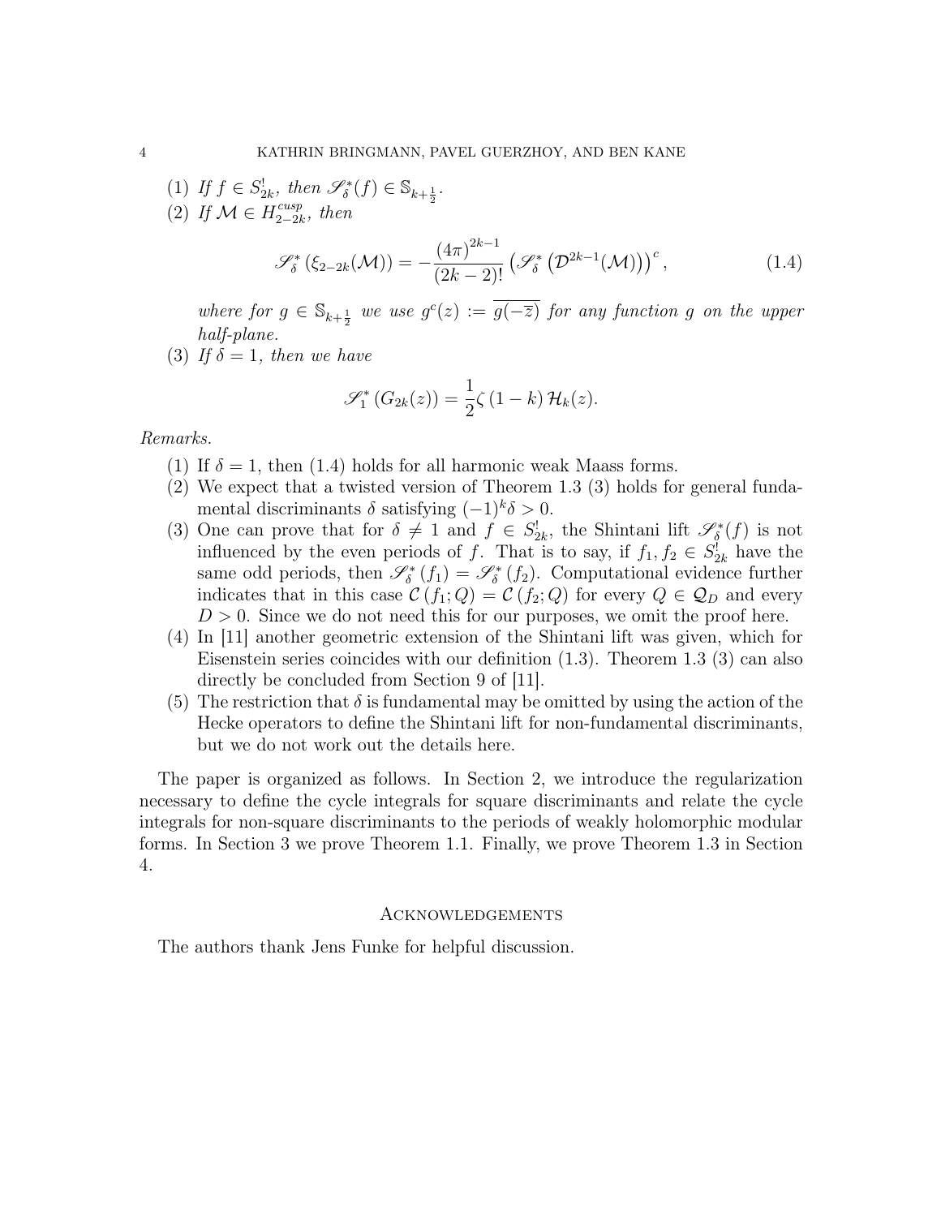(1) *If* $f \in S_{2k}^!$, *then* $\mathscr{S}_\delta^*(f) \in \mathbb{S}_{k+\frac{1}{2}}$.

(2) *If* $\mathcal{M} \in H_{2-2k}^{cusp}$, *then*

$$\mathscr{S}_\delta^*\left(\xi_{2-2k}(\mathcal{M})\right) = -\frac{(4\pi)^{2k-1}}{(2k-2)!}\left(\mathscr{S}_\delta^*\left(\mathcal{D}^{2k-1}(\mathcal{M})\right)\right)^c, \tag{1.4}$$

*where for* $g \in \mathbb{S}_{k+\frac{1}{2}}$ *we use* $g^c(z) := \overline{g(-\overline{z})}$ *for any function* $g$ *on the upper half-plane.*

(3) *If* $\delta = 1$, *then we have*

$$\mathscr{S}_1^*\left(G_{2k}(z)\right) = \frac{1}{2}\zeta(1-k)\,\mathcal{H}_k(z).$$

*Remarks.*

(1) If $\delta = 1$, then (1.4) holds for all harmonic weak Maass forms.

(2) We expect that a twisted version of Theorem 1.3 (3) holds for general fundamental discriminants $\delta$ satisfying $(-1)^k\delta > 0$.

(3) One can prove that for $\delta \neq 1$ and $f \in S_{2k}^!$, the Shintani lift $\mathscr{S}_\delta^*(f)$ is not influenced by the even periods of $f$. That is to say, if $f_1, f_2 \in S_{2k}^!$ have the same odd periods, then $\mathscr{S}_\delta^*(f_1) = \mathscr{S}_\delta^*(f_2)$. Computational evidence further indicates that in this case $\mathcal{C}(f_1; Q) = \mathcal{C}(f_2; Q)$ for every $Q \in \mathcal{Q}_D$ and every $D > 0$. Since we do not need this for our purposes, we omit the proof here.

(4) In [11] another geometric extension of the Shintani lift was given, which for Eisenstein series coincides with our definition (1.3). Theorem 1.3 (3) can also directly be concluded from Section 9 of [11].

(5) The restriction that $\delta$ is fundamental may be omitted by using the action of the Hecke operators to define the Shintani lift for non-fundamental discriminants, but we do not work out the details here.

The paper is organized as follows. In Section 2, we introduce the regularization necessary to define the cycle integrals for square discriminants and relate the cycle integrals for non-square discriminants to the periods of weakly holomorphic modular forms. In Section 3 we prove Theorem 1.1. Finally, we prove Theorem 1.3 in Section 4.

## Acknowledgements

The authors thank Jens Funke for helpful discussion.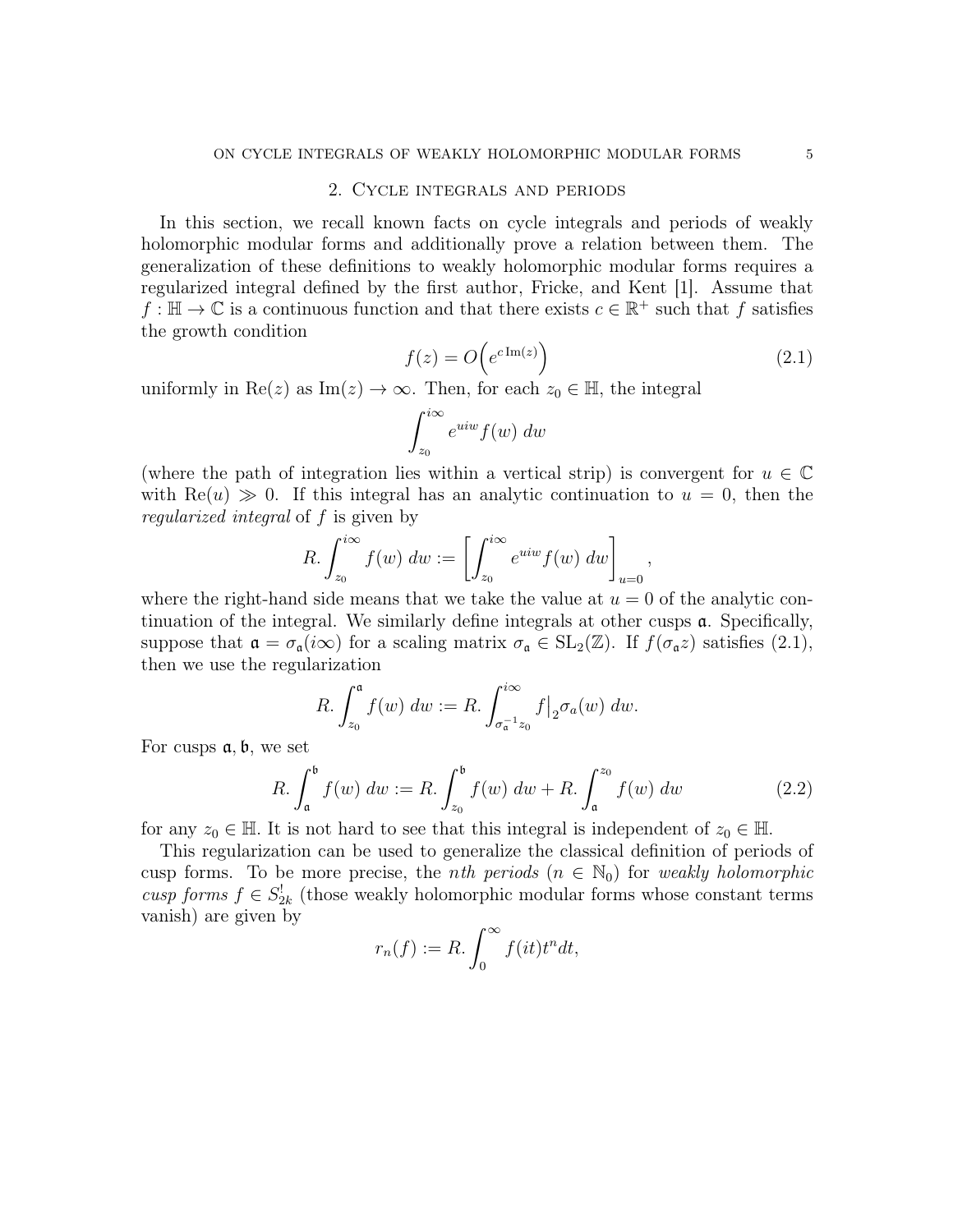## 2. Cycle integrals and periods

In this section, we recall known facts on cycle integrals and periods of weakly holomorphic modular forms and additionally prove a relation between them. The generalization of these definitions to weakly holomorphic modular forms requires a regularized integral defined by the first author, Fricke, and Kent [1]. Assume that $f : \mathbb{H} \to \mathbb{C}$ is a continuous function and that there exists $c \in \mathbb{R}^+$ such that $f$ satisfies the growth condition

$$f(z) = O\Big(e^{c\,\mathrm{Im}(z)}\Big) \tag{2.1}$$

uniformly in $\mathrm{Re}(z)$ as $\mathrm{Im}(z) \to \infty$. Then, for each $z_0 \in \mathbb{H}$, the integral

$$\int_{z_0}^{i\infty} e^{uiw} f(w)\, dw$$

(where the path of integration lies within a vertical strip) is convergent for $u \in \mathbb{C}$ with $\mathrm{Re}(u) \gg 0$. If this integral has an analytic continuation to $u = 0$, then the *regularized integral* of $f$ is given by

$$R.\int_{z_0}^{i\infty} f(w)\, dw := \left[\int_{z_0}^{i\infty} e^{uiw} f(w)\, dw\right]_{u=0},$$

where the right-hand side means that we take the value at $u = 0$ of the analytic continuation of the integral. We similarly define integrals at other cusps $\mathfrak{a}$. Specifically, suppose that $\mathfrak{a} = \sigma_{\mathfrak{a}}(i\infty)$ for a scaling matrix $\sigma_{\mathfrak{a}} \in \mathrm{SL}_2(\mathbb{Z})$. If $f(\sigma_{\mathfrak{a}} z)$ satisfies (2.1), then we use the regularization

$$R.\int_{z_0}^{\mathfrak{a}} f(w)\, dw := R.\int_{\sigma_{\mathfrak{a}}^{-1} z_0}^{i\infty} f\big|_2 \sigma_a(w)\, dw.$$

For cusps $\mathfrak{a}, \mathfrak{b}$, we set

$$R.\int_{\mathfrak{a}}^{\mathfrak{b}} f(w)\, dw := R.\int_{z_0}^{\mathfrak{b}} f(w)\, dw + R.\int_{\mathfrak{a}}^{z_0} f(w)\, dw \tag{2.2}$$

for any $z_0 \in \mathbb{H}$. It is not hard to see that this integral is independent of $z_0 \in \mathbb{H}$.

This regularization can be used to generalize the classical definition of periods of cusp forms. To be more precise, the *nth periods* ($n \in \mathbb{N}_0$) for *weakly holomorphic cusp forms* $f \in S_{2k}^!$ (those weakly holomorphic modular forms whose constant terms vanish) are given by

$$r_n(f) := R.\int_0^{\infty} f(it) t^n dt,$$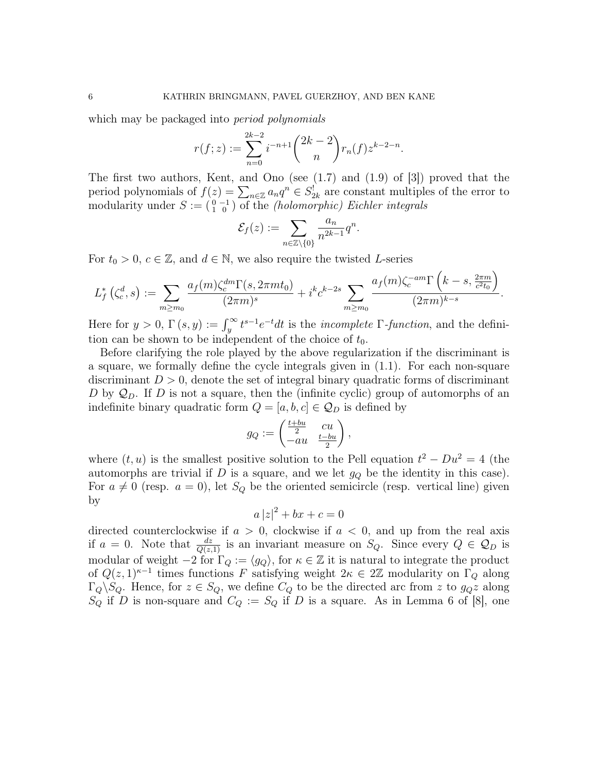which may be packaged into *period polynomials*

$$r(f;z) := \sum_{n=0}^{2k-2} i^{-n+1} \binom{2k-2}{n} r_n(f) z^{k-2-n}.$$

The first two authors, Kent, and Ono (see (1.7) and (1.9) of [3]) proved that the period polynomials of $f(z) = \sum_{n\in\mathbb{Z}} a_n q^n \in S_{2k}^!$ are constant multiples of the error to modularity under $S := \left(\begin{smallmatrix} 0 & -1 \\ 1 & 0 \end{smallmatrix}\right)$ of the *(holomorphic) Eichler integrals*

$$\mathcal{E}_f(z) := \sum_{n\in\mathbb{Z}\setminus\{0\}} \frac{a_n}{n^{2k-1}} q^n.$$

For $t_0 > 0$, $c \in \mathbb{Z}$, and $d \in \mathbb{N}$, we also require the twisted $L$-series

$$L_f^*\left(\zeta_c^d, s\right) := \sum_{m\geq m_0} \frac{a_f(m)\zeta_c^{dm}\Gamma(s, 2\pi m t_0)}{(2\pi m)^s} + i^k c^{k-2s} \sum_{m\geq m_0} \frac{a_f(m)\zeta_c^{-am}\Gamma\left(k-s, \frac{2\pi m}{c^2 t_0}\right)}{(2\pi m)^{k-s}}.$$

Here for $y > 0$, $\Gamma(s, y) := \int_y^\infty t^{s-1}e^{-t}dt$ is the *incomplete* $\Gamma$*-function*, and the definition can be shown to be independent of the choice of $t_0$.

Before clarifying the role played by the above regularization if the discriminant is a square, we formally define the cycle integrals given in (1.1). For each non-square discriminant $D > 0$, denote the set of integral binary quadratic forms of discriminant $D$ by $\mathcal{Q}_D$. If $D$ is not a square, then the (infinite cyclic) group of automorphs of an indefinite binary quadratic form $Q = [a, b, c] \in \mathcal{Q}_D$ is defined by

$$g_Q := \begin{pmatrix} \frac{t+bu}{2} & cu \\ -au & \frac{t-bu}{2} \end{pmatrix},$$

where $(t, u)$ is the smallest positive solution to the Pell equation $t^2 - Du^2 = 4$ (the automorphs are trivial if $D$ is a square, and we let $g_Q$ be the identity in this case). For $a \neq 0$ (resp. $a = 0$), let $S_Q$ be the oriented semicircle (resp. vertical line) given by

$$a|z|^2 + bx + c = 0$$

directed counterclockwise if $a > 0$, clockwise if $a < 0$, and up from the real axis if $a = 0$. Note that $\frac{dz}{Q(z,1)}$ is an invariant measure on $S_Q$. Since every $Q \in \mathcal{Q}_D$ is modular of weight $-2$ for $\Gamma_Q := \langle g_Q \rangle$, for $\kappa \in \mathbb{Z}$ it is natural to integrate the product of $Q(z,1)^{\kappa-1}$ times functions $F$ satisfying weight $2\kappa \in 2\mathbb{Z}$ modularity on $\Gamma_Q$ along $\Gamma_Q \backslash S_Q$. Hence, for $z \in S_Q$, we define $C_Q$ to be the directed arc from $z$ to $g_Q z$ along $S_Q$ if $D$ is non-square and $C_Q := S_Q$ if $D$ is a square. As in Lemma 6 of [8], one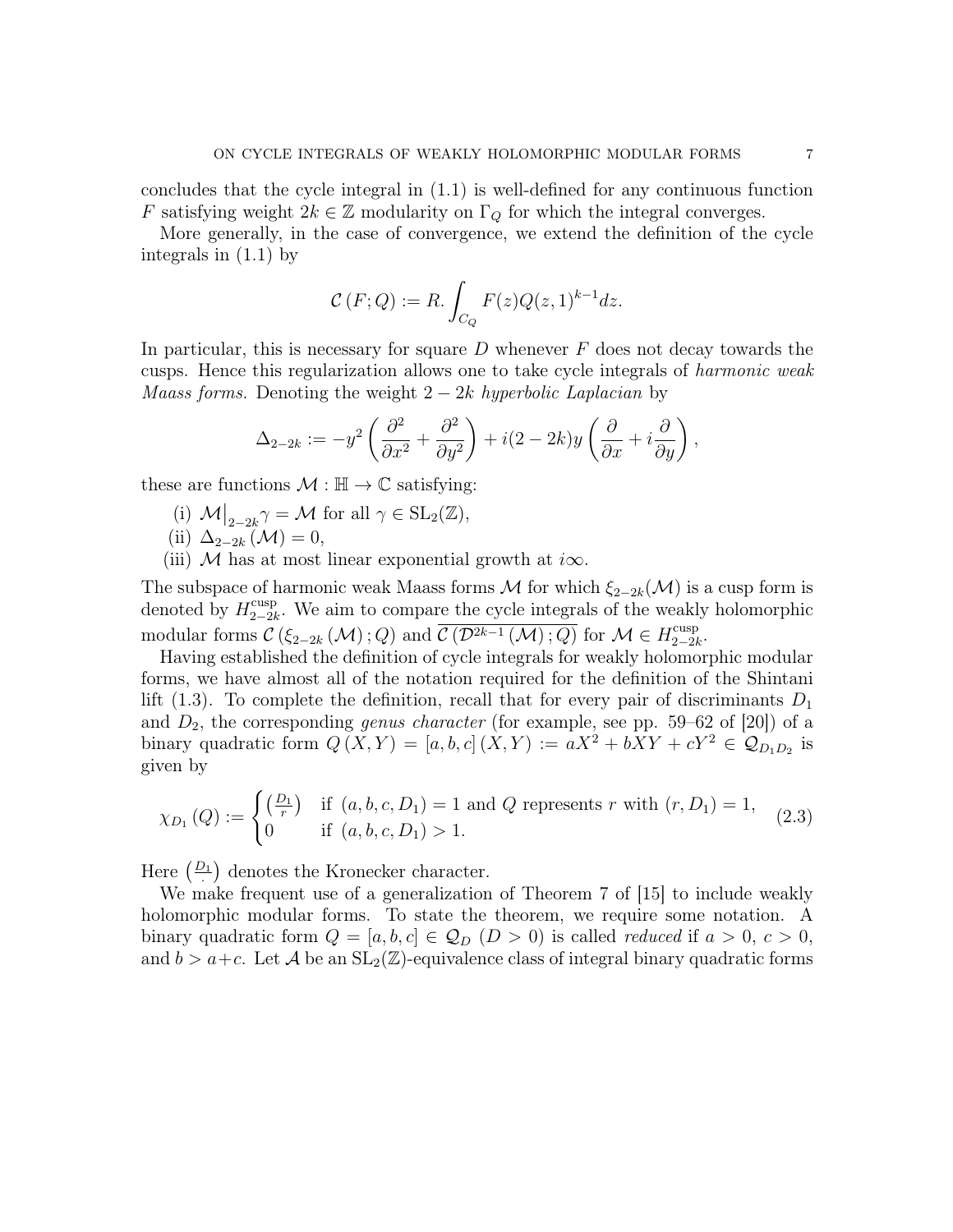concludes that the cycle integral in (1.1) is well-defined for any continuous function $F$ satisfying weight $2k \in \mathbb{Z}$ modularity on $\Gamma_Q$ for which the integral converges.

More generally, in the case of convergence, we extend the definition of the cycle integrals in (1.1) by

$$\mathcal{C}(F; Q) := R. \int_{C_Q} F(z) Q(z,1)^{k-1} dz.$$

In particular, this is necessary for square $D$ whenever $F$ does not decay towards the cusps. Hence this regularization allows one to take cycle integrals of *harmonic weak Maass forms*. Denoting the weight $2-2k$ *hyperbolic Laplacian* by

$$\Delta_{2-2k} := -y^2 \left( \frac{\partial^2}{\partial x^2} + \frac{\partial^2}{\partial y^2} \right) + i(2-2k) y \left( \frac{\partial}{\partial x} + i \frac{\partial}{\partial y} \right),$$

these are functions $\mathcal{M} : \mathbb{H} \to \mathbb{C}$ satisfying:

(i) $\mathcal{M}\big|_{2-2k} \gamma = \mathcal{M}$ for all $\gamma \in \mathrm{SL}_2(\mathbb{Z})$,
(ii) $\Delta_{2-2k}(\mathcal{M}) = 0$,
(iii) $\mathcal{M}$ has at most linear exponential growth at $i\infty$.

The subspace of harmonic weak Maass forms $\mathcal{M}$ for which $\xi_{2-2k}(\mathcal{M})$ is a cusp form is denoted by $H_{2-2k}^{\mathrm{cusp}}$. We aim to compare the cycle integrals of the weakly holomorphic modular forms $\mathcal{C}(\xi_{2-2k}(\mathcal{M}); Q)$ and $\overline{\mathcal{C}(\mathcal{D}^{2k-1}(\mathcal{M}); Q)}$ for $\mathcal{M} \in H_{2-2k}^{\mathrm{cusp}}$.

Having established the definition of cycle integrals for weakly holomorphic modular forms, we have almost all of the notation required for the definition of the Shintani lift (1.3). To complete the definition, recall that for every pair of discriminants $D_1$ and $D_2$, the corresponding *genus character* (for example, see pp. 59–62 of [20]) of a binary quadratic form $Q(X,Y) = [a,b,c](X,Y) := aX^2 + bXY + cY^2 \in \mathcal{Q}_{D_1 D_2}$ is given by

$$\chi_{D_1}(Q) := \begin{cases} \left(\frac{D_1}{r}\right) & \text{if } (a,b,c,D_1) = 1 \text{ and } Q \text{ represents } r \text{ with } (r, D_1) = 1, \\ 0 & \text{if } (a,b,c,D_1) > 1. \end{cases} \tag{2.3}$$

Here $\left(\frac{D_1}{\cdot}\right)$ denotes the Kronecker character.

We make frequent use of a generalization of Theorem 7 of [15] to include weakly holomorphic modular forms. To state the theorem, we require some notation. A binary quadratic form $Q = [a,b,c] \in \mathcal{Q}_D$ $(D > 0)$ is called *reduced* if $a > 0$, $c > 0$, and $b > a + c$. Let $\mathcal{A}$ be an $\mathrm{SL}_2(\mathbb{Z})$-equivalence class of integral binary quadratic forms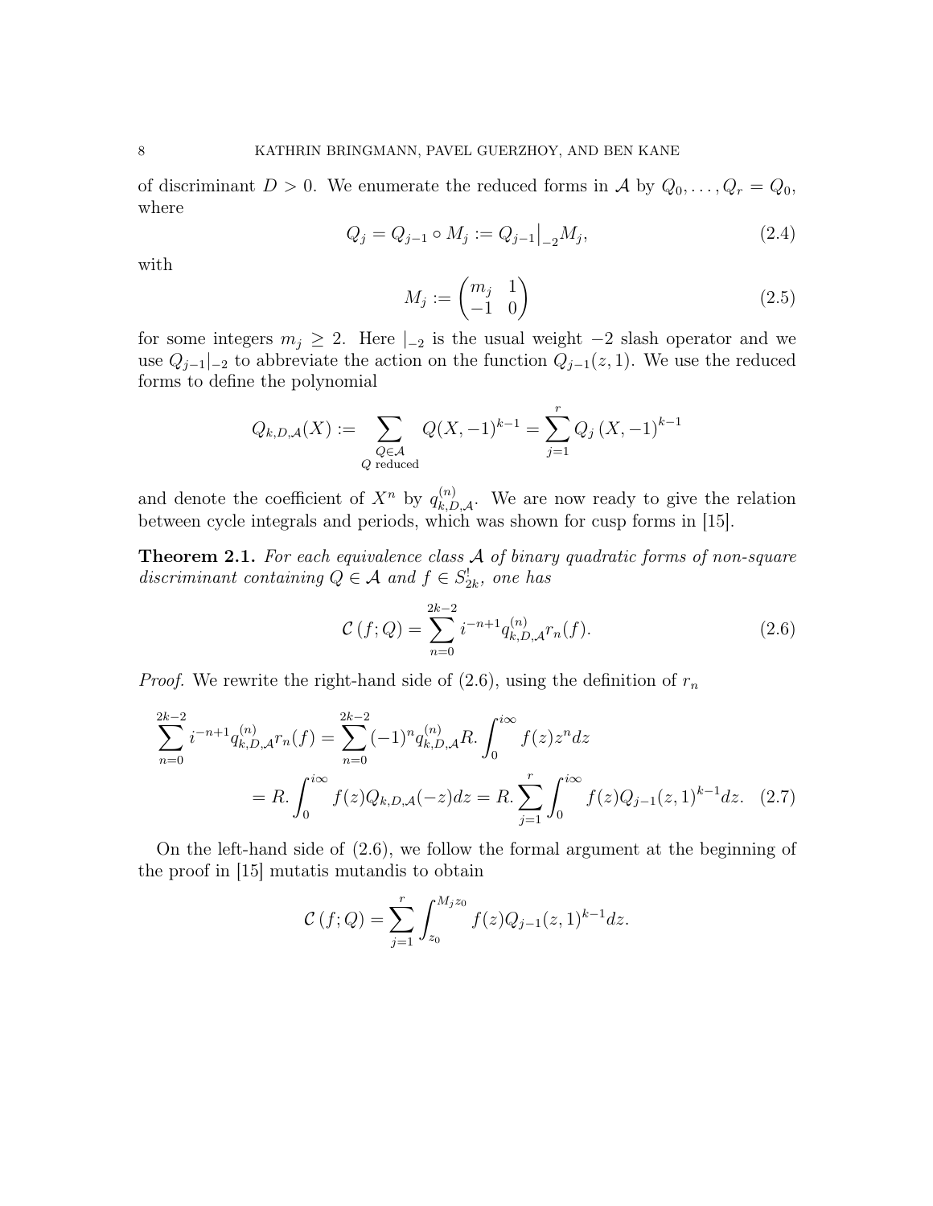of discriminant $D > 0$. We enumerate the reduced forms in $\mathcal{A}$ by $Q_0, \dots, Q_r = Q_0$, where

$$Q_j = Q_{j-1} \circ M_j := Q_{j-1}\big|_{-2} M_j, \tag{2.4}$$

with

$$M_j := \begin{pmatrix} m_j & 1 \\ -1 & 0 \end{pmatrix} \tag{2.5}$$

for some integers $m_j \geq 2$. Here $|_{-2}$ is the usual weight $-2$ slash operator and we use $Q_{j-1}|_{-2}$ to abbreviate the action on the function $Q_{j-1}(z, 1)$. We use the reduced forms to define the polynomial

$$Q_{k,D,\mathcal{A}}(X) := \sum_{\substack{Q \in \mathcal{A} \\ Q \text{ reduced}}} Q(X, -1)^{k-1} = \sum_{j=1}^{r} Q_j \left(X, -1\right)^{k-1}$$

and denote the coefficient of $X^n$ by $q_{k,D,\mathcal{A}}^{(n)}$. We are now ready to give the relation between cycle integrals and periods, which was shown for cusp forms in [15].

**Theorem 2.1.** *For each equivalence class $\mathcal{A}$ of binary quadratic forms of non-square discriminant containing $Q \in \mathcal{A}$ and $f \in S_{2k}^{!}$, one has*

$$\mathcal{C}\left(f; Q\right) = \sum_{n=0}^{2k-2} i^{-n+1} q_{k,D,\mathcal{A}}^{(n)} r_n(f). \tag{2.6}$$

*Proof.* We rewrite the right-hand side of (2.6), using the definition of $r_n$

$$\begin{aligned}\sum_{n=0}^{2k-2} i^{-n+1} q_{k,D,\mathcal{A}}^{(n)} r_n(f) &= \sum_{n=0}^{2k-2} (-1)^n q_{k,D,\mathcal{A}}^{(n)} R. \int_0^{i\infty} f(z) z^n dz \\ &= R. \int_0^{i\infty} f(z) Q_{k,D,\mathcal{A}}(-z) dz = R. \sum_{j=1}^{r} \int_0^{i\infty} f(z) Q_{j-1}(z, 1)^{k-1} dz. \quad (2.7)\end{aligned}$$

On the left-hand side of (2.6), we follow the formal argument at the beginning of the proof in [15] mutatis mutandis to obtain

$$\mathcal{C}\left(f; Q\right) = \sum_{j=1}^{r} \int_{z_0}^{M_j z_0} f(z) Q_{j-1}(z, 1)^{k-1} dz.$$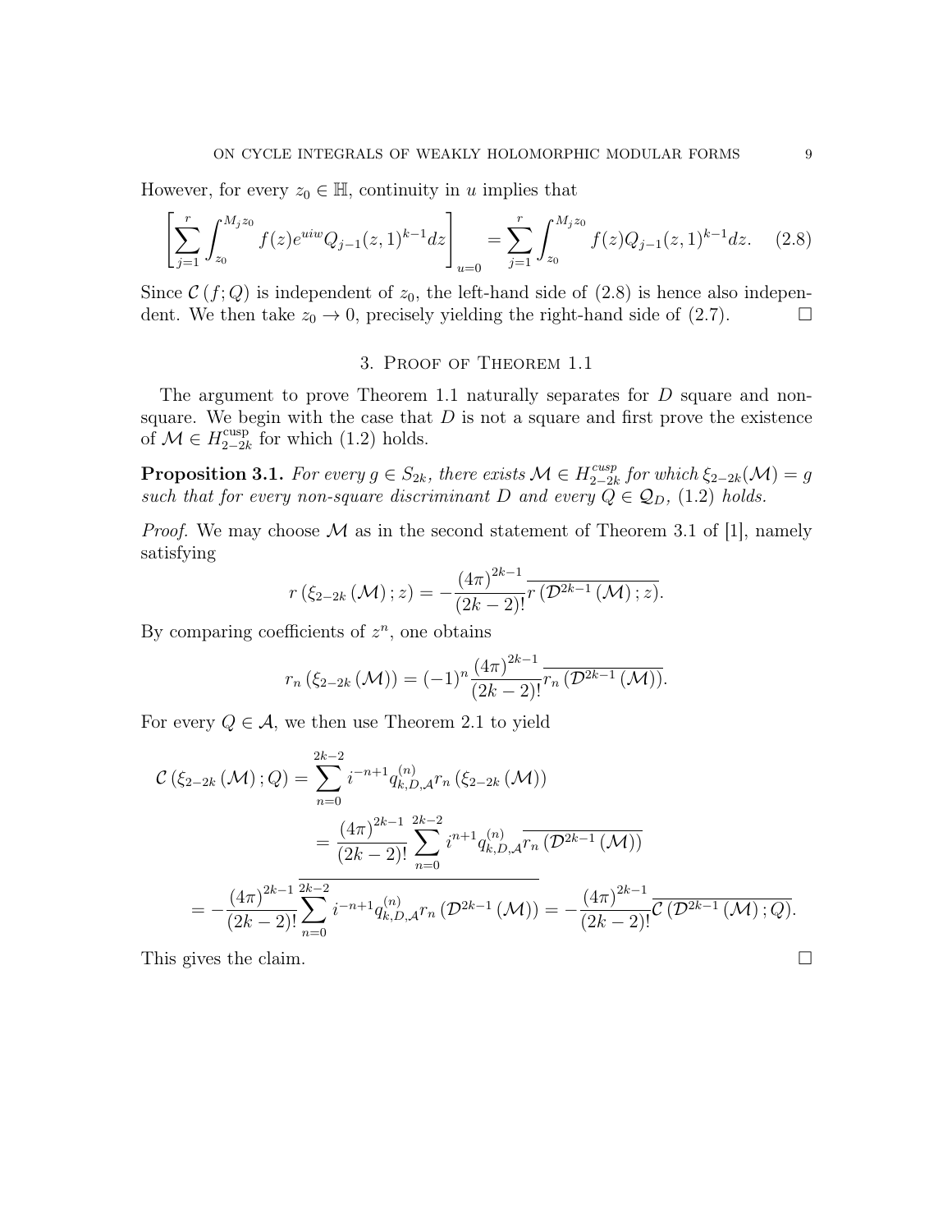However, for every $z_0 \in \mathbb{H}$, continuity in $u$ implies that

$$\left[\sum_{j=1}^{r} \int_{z_0}^{M_j z_0} f(z) e^{uiw} Q_{j-1}(z,1)^{k-1} dz\right]_{u=0} = \sum_{j=1}^{r} \int_{z_0}^{M_j z_0} f(z) Q_{j-1}(z,1)^{k-1} dz. \tag{2.8}$$

Since $\mathcal{C}(f;Q)$ is independent of $z_0$, the left-hand side of (2.8) is hence also independent. We then take $z_0 \to 0$, precisely yielding the right-hand side of (2.7). $\square$

## 3. Proof of Theorem 1.1

The argument to prove Theorem 1.1 naturally separates for $D$ square and non-square. We begin with the case that $D$ is not a square and first prove the existence of $\mathcal{M} \in H_{2-2k}^{\mathrm{cusp}}$ for which (1.2) holds.

**Proposition 3.1.** *For every $g \in S_{2k}$, there exists $\mathcal{M} \in H_{2-2k}^{cusp}$ for which $\xi_{2-2k}(\mathcal{M}) = g$ such that for every non-square discriminant $D$ and every $Q \in \mathcal{Q}_D$, (1.2) holds.*

*Proof.* We may choose $\mathcal{M}$ as in the second statement of Theorem 3.1 of [1], namely satisfying

$$r\left(\xi_{2-2k}\left(\mathcal{M}\right); z\right) = -\frac{(4\pi)^{2k-1}}{(2k-2)!}\overline{r\left(\mathcal{D}^{2k-1}\left(\mathcal{M}\right); z\right)}.$$

By comparing coefficients of $z^n$, one obtains

$$r_n\left(\xi_{2-2k}\left(\mathcal{M}\right)\right) = (-1)^n \frac{(4\pi)^{2k-1}}{(2k-2)!}\overline{r_n\left(\mathcal{D}^{2k-1}\left(\mathcal{M}\right)\right)}.$$

For every $Q \in \mathcal{A}$, we then use Theorem 2.1 to yield

$$\begin{aligned}
\mathcal{C}\left(\xi_{2-2k}\left(\mathcal{M}\right); Q\right) &= \sum_{n=0}^{2k-2} i^{-n+1} q_{k,D,\mathcal{A}}^{(n)} r_n\left(\xi_{2-2k}\left(\mathcal{M}\right)\right) \\
&= \frac{(4\pi)^{2k-1}}{(2k-2)!} \sum_{n=0}^{2k-2} i^{n+1} q_{k,D,\mathcal{A}}^{(n)} \overline{r_n\left(\mathcal{D}^{2k-1}\left(\mathcal{M}\right)\right)} \\
= -\frac{(4\pi)^{2k-1}}{(2k-2)!} &\overline{\sum_{n=0}^{2k-2} i^{-n+1} q_{k,D,\mathcal{A}}^{(n)} r_n\left(\mathcal{D}^{2k-1}\left(\mathcal{M}\right)\right)} = -\frac{(4\pi)^{2k-1}}{(2k-2)!}\overline{\mathcal{C}\left(\mathcal{D}^{2k-1}\left(\mathcal{M}\right); Q\right)}.
\end{aligned}$$

This gives the claim. $\square$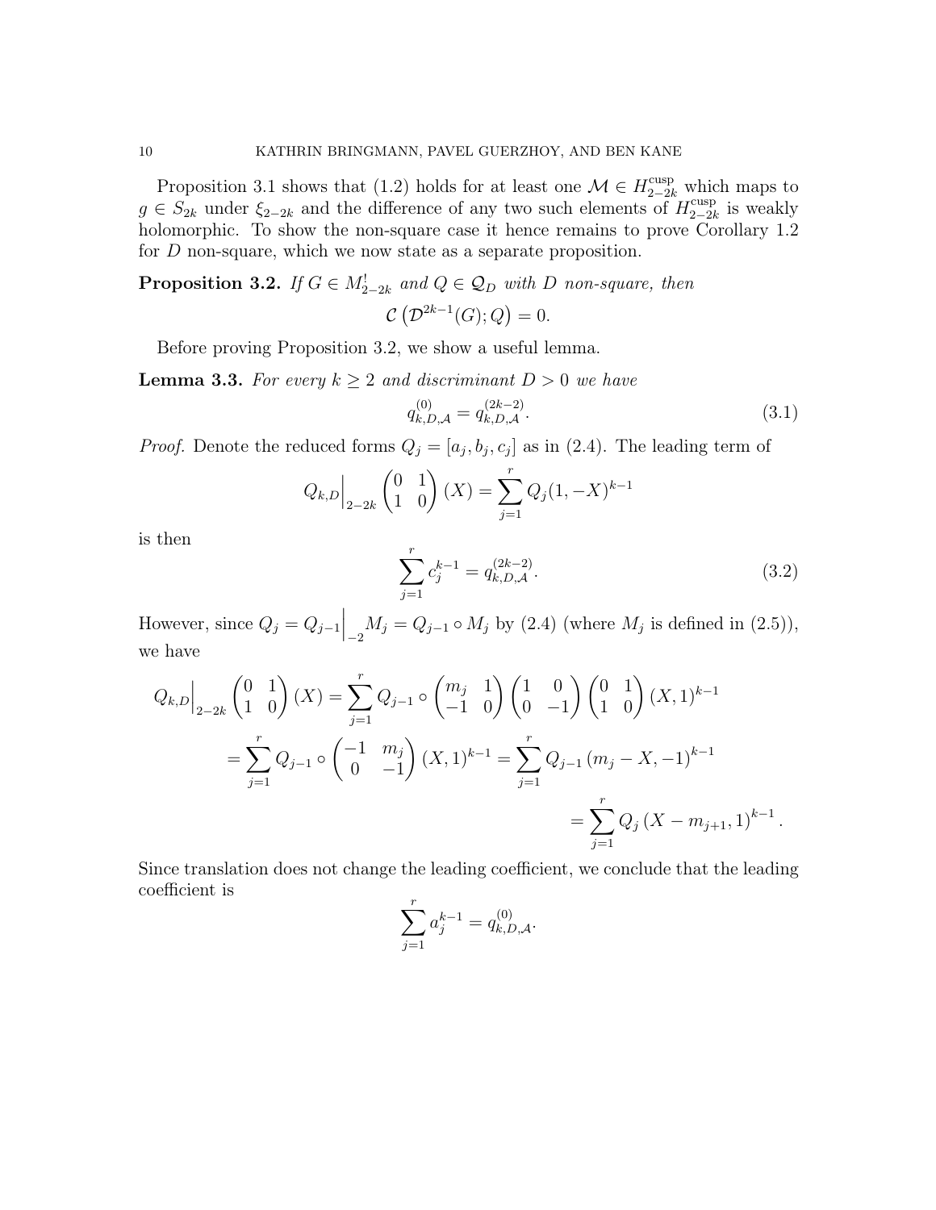Proposition 3.1 shows that (1.2) holds for at least one $\mathcal{M} \in H_{2-2k}^{\text{cusp}}$ which maps to $g \in S_{2k}$ under $\xi_{2-2k}$ and the difference of any two such elements of $H_{2-2k}^{\text{cusp}}$ is weakly holomorphic. To show the non-square case it hence remains to prove Corollary 1.2 for $D$ non-square, which we now state as a separate proposition.

**Proposition 3.2.** *If $G \in M_{2-2k}^{!}$ and $Q \in \mathcal{Q}_D$ with $D$ non-square, then*

$$\mathcal{C}\left(\mathcal{D}^{2k-1}(G); Q\right) = 0.$$

Before proving Proposition 3.2, we show a useful lemma.

**Lemma 3.3.** *For every $k \geq 2$ and discriminant $D > 0$ we have*

$$q_{k,D,\mathcal{A}}^{(0)} = q_{k,D,\mathcal{A}}^{(2k-2)}. \tag{3.1}$$

*Proof.* Denote the reduced forms $Q_j = [a_j, b_j, c_j]$ as in (2.4). The leading term of

$$Q_{k,D}\Big|_{2-2k} \begin{pmatrix} 0 & 1 \\ 1 & 0 \end{pmatrix} (X) = \sum_{j=1}^{r} Q_j(1, -X)^{k-1}$$

is then

$$\sum_{j=1}^{r} c_j^{k-1} = q_{k,D,\mathcal{A}}^{(2k-2)}. \tag{3.2}$$

However, since $Q_j = Q_{j-1}\Big|_{-2} M_j = Q_{j-1} \circ M_j$ by (2.4) (where $M_j$ is defined in (2.5)), we have

$$\begin{aligned}
Q_{k,D}\Big|_{2-2k} \begin{pmatrix} 0 & 1 \\ 1 & 0 \end{pmatrix} (X) &= \sum_{j=1}^{r} Q_{j-1} \circ \begin{pmatrix} m_j & 1 \\ -1 & 0 \end{pmatrix} \begin{pmatrix} 1 & 0 \\ 0 & -1 \end{pmatrix} \begin{pmatrix} 0 & 1 \\ 1 & 0 \end{pmatrix} (X, 1)^{k-1} \\
&= \sum_{j=1}^{r} Q_{j-1} \circ \begin{pmatrix} -1 & m_j \\ 0 & -1 \end{pmatrix} (X, 1)^{k-1} = \sum_{j=1}^{r} Q_{j-1} \left(m_j - X, -1\right)^{k-1} \\
&= \sum_{j=1}^{r} Q_j \left(X - m_{j+1}, 1\right)^{k-1}.
\end{aligned}$$

Since translation does not change the leading coefficient, we conclude that the leading coefficient is

$$\sum_{j=1}^{r} a_j^{k-1} = q_{k,D,\mathcal{A}}^{(0)}.$$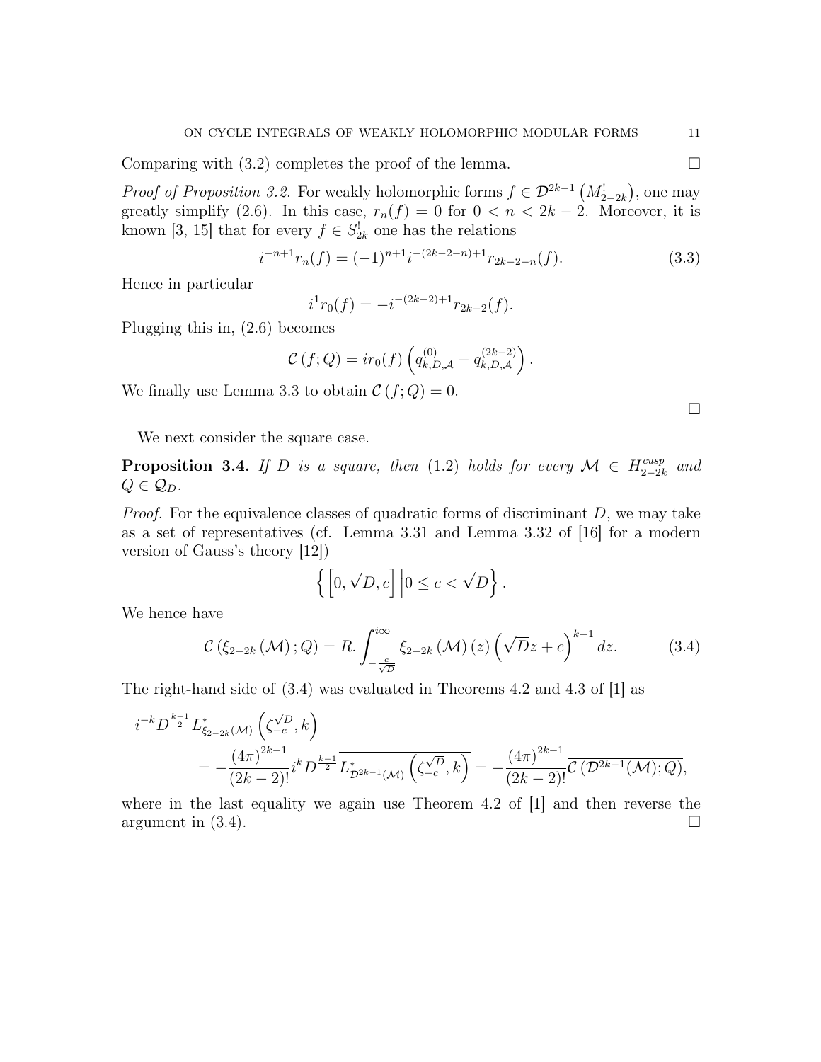Comparing with (3.2) completes the proof of the lemma. $\square$

*Proof of Proposition 3.2.* For weakly holomorphic forms $f \in \mathcal{D}^{2k-1}\left(M_{2-2k}^!\right)$, one may greatly simplify (2.6). In this case, $r_n(f) = 0$ for $0 < n < 2k-2$. Moreover, it is known [3, 15] that for every $f \in S_{2k}^!$ one has the relations

$$i^{-n+1} r_n(f) = (-1)^{n+1} i^{-(2k-2-n)+1} r_{2k-2-n}(f). \tag{3.3}$$

Hence in particular

$$i^1 r_0(f) = -i^{-(2k-2)+1} r_{2k-2}(f).$$

Plugging this in, (2.6) becomes

$$\mathcal{C}\left(f;Q\right) = i r_0(f) \left(q_{k,D,\mathcal{A}}^{(0)} - q_{k,D,\mathcal{A}}^{(2k-2)}\right).$$

We finally use Lemma 3.3 to obtain $\mathcal{C}\left(f;Q\right) = 0$.

$\square$

We next consider the square case.

**Proposition 3.4.** *If $D$ is a square, then (1.2) holds for every $\mathcal{M} \in H_{2-2k}^{cusp}$ and $Q \in \mathcal{Q}_D$.*

*Proof.* For the equivalence classes of quadratic forms of discriminant $D$, we may take as a set of representatives (cf. Lemma 3.31 and Lemma 3.32 of [16] for a modern version of Gauss's theory [12])

$$\left\{ \left[0, \sqrt{D}, c\right] \middle| 0 \leq c < \sqrt{D} \right\}.$$

We hence have

$$\mathcal{C}\left(\xi_{2-2k}\left(\mathcal{M}\right);Q\right) = R.\int_{-\frac{c}{\sqrt{D}}}^{i\infty} \xi_{2-2k}\left(\mathcal{M}\right)(z) \left(\sqrt{D}z + c\right)^{k-1} dz. \tag{3.4}$$

The right-hand side of (3.4) was evaluated in Theorems 4.2 and 4.3 of [1] as

$$\begin{aligned}
&i^{-k} D^{\frac{k-1}{2}} L_{\xi_{2-2k}(\mathcal{M})}^* \left(\zeta_{-c}^{\sqrt{D}}, k\right) \\
&\qquad = -\frac{(4\pi)^{2k-1}}{(2k-2)!} i^k D^{\frac{k-1}{2}} \overline{L_{\mathcal{D}^{2k-1}(\mathcal{M})}^* \left(\zeta_{-c}^{\sqrt{D}}, k\right)} = -\frac{(4\pi)^{2k-1}}{(2k-2)!} \overline{\mathcal{C}\left(\mathcal{D}^{2k-1}(\mathcal{M});Q\right)},
\end{aligned}$$

where in the last equality we again use Theorem 4.2 of [1] and then reverse the argument in (3.4). $\square$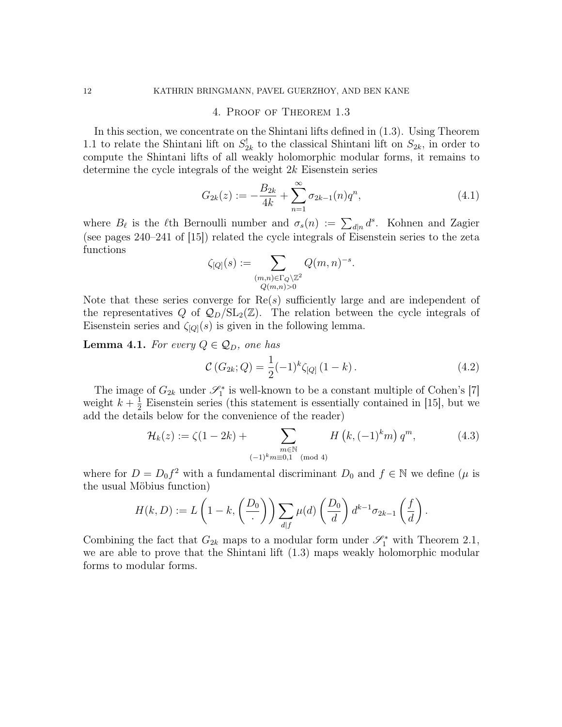## 4. Proof of Theorem 1.3

In this section, we concentrate on the Shintani lifts defined in (1.3). Using Theorem 1.1 to relate the Shintani lift on $S_{2k}^!$ to the classical Shintani lift on $S_{2k}$, in order to compute the Shintani lifts of all weakly holomorphic modular forms, it remains to determine the cycle integrals of the weight $2k$ Eisenstein series

$$G_{2k}(z) := -\frac{B_{2k}}{4k} + \sum_{n=1}^{\infty} \sigma_{2k-1}(n) q^n, \tag{4.1}$$

where $B_\ell$ is the $\ell$th Bernoulli number and $\sigma_s(n) := \sum_{d|n} d^s$. Kohnen and Zagier (see pages 240–241 of [15]) related the cycle integrals of Eisenstein series to the zeta functions

$$\zeta_{[Q]}(s) := \sum_{\substack{(m,n)\in\Gamma_Q\backslash\mathbb{Z}^2\\ Q(m,n)>0}} Q(m,n)^{-s}.$$

Note that these series converge for $\mathrm{Re}(s)$ sufficiently large and are independent of the representatives $Q$ of $\mathcal{Q}_D/\mathrm{SL}_2(\mathbb{Z})$. The relation between the cycle integrals of Eisenstein series and $\zeta_{[Q]}(s)$ is given in the following lemma.

**Lemma 4.1.** *For every $Q \in \mathcal{Q}_D$, one has*

$$\mathcal{C}\left(G_{2k}; Q\right) = \frac{1}{2}(-1)^k \zeta_{[Q]}\left(1-k\right). \tag{4.2}$$

The image of $G_{2k}$ under $\mathscr{S}_1^*$ is well-known to be a constant multiple of Cohen's [7] weight $k+\frac{1}{2}$ Eisenstein series (this statement is essentially contained in [15], but we add the details below for the convenience of the reader)

$$\mathcal{H}_k(z) := \zeta(1-2k) + \sum_{\substack{m\in\mathbb{N}\\ (-1)^k m \equiv 0,1 \pmod 4}} H\left(k, (-1)^k m\right) q^m, \tag{4.3}$$

where for $D = D_0 f^2$ with a fundamental discriminant $D_0$ and $f \in \mathbb{N}$ we define ($\mu$ is the usual Möbius function)

$$H(k,D) := L\left(1-k, \left(\frac{D_0}{\cdot}\right)\right) \sum_{d|f} \mu(d) \left(\frac{D_0}{d}\right) d^{k-1} \sigma_{2k-1}\left(\frac{f}{d}\right).$$

Combining the fact that $G_{2k}$ maps to a modular form under $\mathscr{S}_1^*$ with Theorem 2.1, we are able to prove that the Shintani lift (1.3) maps weakly holomorphic modular forms to modular forms.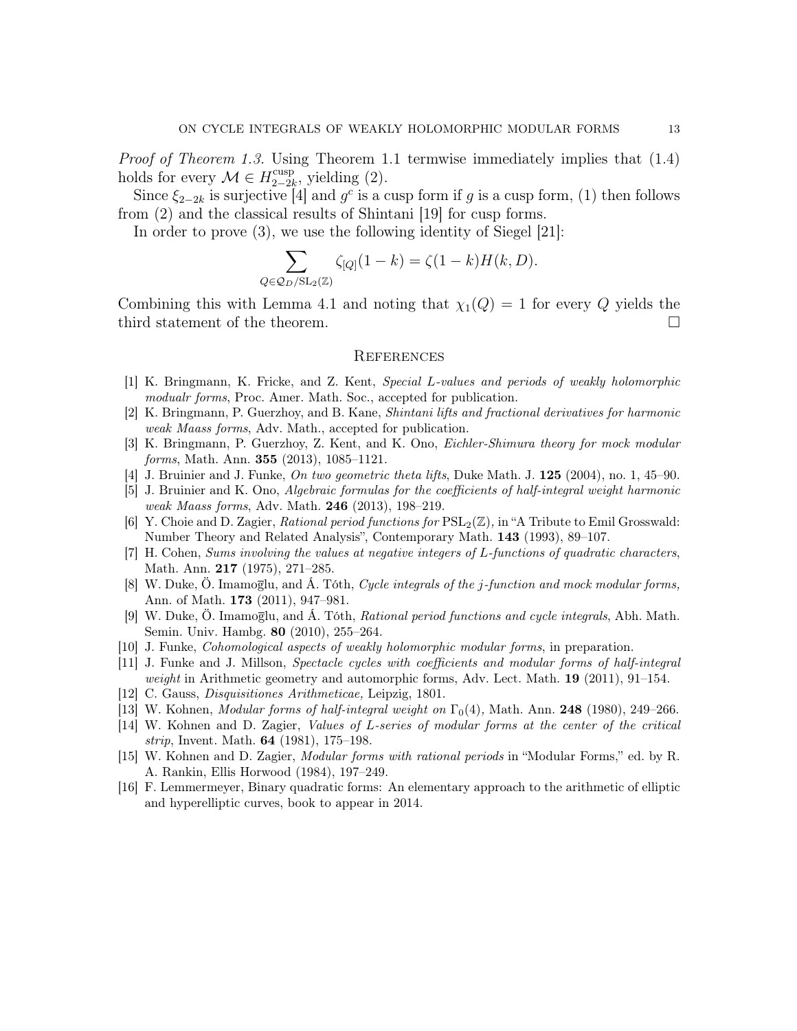*Proof of Theorem 1.3.* Using Theorem 1.1 termwise immediately implies that (1.4) holds for every $\mathcal{M} \in H_{2-2k}^{\text{cusp}}$, yielding (2).

Since $\xi_{2-2k}$ is surjective [4] and $g^c$ is a cusp form if $g$ is a cusp form, (1) then follows from (2) and the classical results of Shintani [19] for cusp forms.

In order to prove (3), we use the following identity of Siegel [21]:

$$\sum_{Q \in \mathcal{Q}_D/\mathrm{SL}_2(\mathbb{Z})} \zeta_{[Q]}(1-k) = \zeta(1-k)H(k,D).$$

Combining this with Lemma 4.1 and noting that $\chi_1(Q) = 1$ for every $Q$ yields the third statement of the theorem. □

## References

[1] K. Bringmann, K. Fricke, and Z. Kent, *Special L-values and periods of weakly holomorphic modualr forms*, Proc. Amer. Math. Soc., accepted for publication.

[2] K. Bringmann, P. Guerzhoy, and B. Kane, *Shintani lifts and fractional derivatives for harmonic weak Maass forms*, Adv. Math., accepted for publication.

[3] K. Bringmann, P. Guerzhoy, Z. Kent, and K. Ono, *Eichler-Shimura theory for mock modular forms*, Math. Ann. **355** (2013), 1085–1121.

[4] J. Bruinier and J. Funke, *On two geometric theta lifts*, Duke Math. J. **125** (2004), no. 1, 45–90.

[5] J. Bruinier and K. Ono, *Algebraic formulas for the coefficients of half-integral weight harmonic weak Maass forms*, Adv. Math. **246** (2013), 198–219.

[6] Y. Choie and D. Zagier, *Rational period functions for* $\mathrm{PSL}_2(\mathbb{Z})$*,* in "A Tribute to Emil Grosswald: Number Theory and Related Analysis", Contemporary Math. **143** (1993), 89–107.

[7] H. Cohen, *Sums involving the values at negative integers of L-functions of quadratic characters*, Math. Ann. **217** (1975), 271–285.

[8] W. Duke, Ö. Imamoḡlu, and Á. Tóth, *Cycle integrals of the j-function and mock modular forms,* Ann. of Math. **173** (2011), 947–981.

[9] W. Duke, Ö. Imamoḡlu, and Á. Tóth, *Rational period functions and cycle integrals*, Abh. Math. Semin. Univ. Hambg. **80** (2010), 255–264.

[10] J. Funke, *Cohomological aspects of weakly holomorphic modular forms*, in preparation.

[11] J. Funke and J. Millson, *Spectacle cycles with coefficients and modular forms of half-integral weight* in Arithmetic geometry and automorphic forms, Adv. Lect. Math. **19** (2011), 91–154.

[12] C. Gauss, *Disquisitiones Arithmeticae,* Leipzig, 1801.

[13] W. Kohnen, *Modular forms of half-integral weight on* $\Gamma_0(4)$, Math. Ann. **248** (1980), 249–266.

[14] W. Kohnen and D. Zagier, *Values of L-series of modular forms at the center of the critical strip*, Invent. Math. **64** (1981), 175–198.

[15] W. Kohnen and D. Zagier, *Modular forms with rational periods* in "Modular Forms," ed. by R. A. Rankin, Ellis Horwood (1984), 197–249.

[16] F. Lemmermeyer, Binary quadratic forms: An elementary approach to the arithmetic of elliptic and hyperelliptic curves, book to appear in 2014.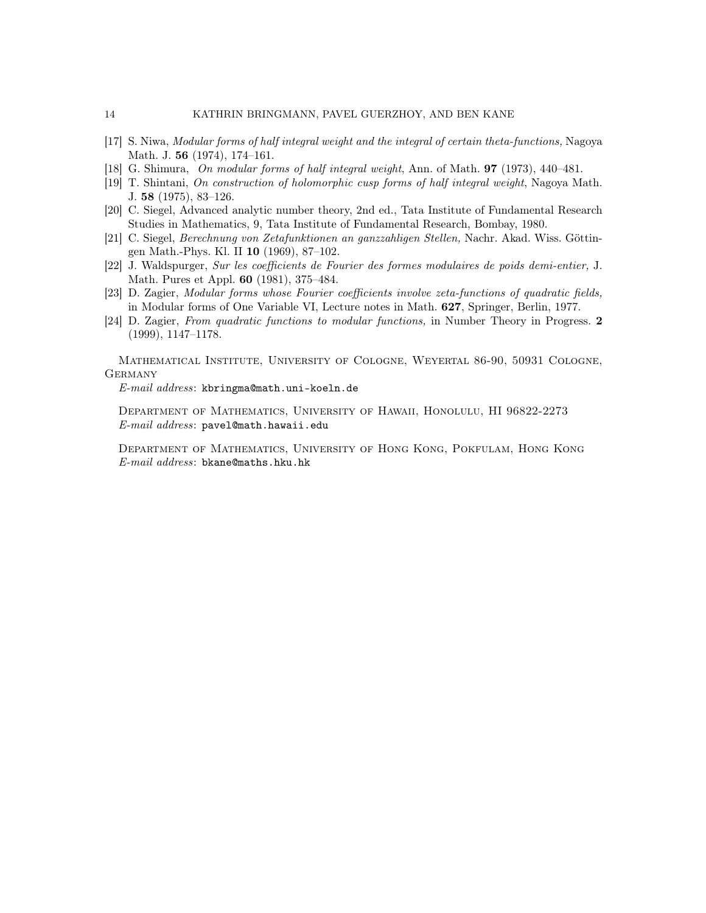[17] S. Niwa, *Modular forms of half integral weight and the integral of certain theta-functions,* Nagoya Math. J. **56** (1974), 174–161.

[18] G. Shimura, *On modular forms of half integral weight*, Ann. of Math. **97** (1973), 440–481.

[19] T. Shintani, *On construction of holomorphic cusp forms of half integral weight*, Nagoya Math. J. **58** (1975), 83–126.

[20] C. Siegel, Advanced analytic number theory, 2nd ed., Tata Institute of Fundamental Research Studies in Mathematics, 9, Tata Institute of Fundamental Research, Bombay, 1980.

[21] C. Siegel, *Berechnung von Zetafunktionen an ganzzahligen Stellen,* Nachr. Akad. Wiss. Göttingen Math.-Phys. Kl. II **10** (1969), 87–102.

[22] J. Waldspurger, *Sur les coefficients de Fourier des formes modulaires de poids demi-entier,* J. Math. Pures et Appl. **60** (1981), 375–484.

[23] D. Zagier, *Modular forms whose Fourier coefficients involve zeta-functions of quadratic fields,* in Modular forms of One Variable VI, Lecture notes in Math. **627**, Springer, Berlin, 1977.

[24] D. Zagier, *From quadratic functions to modular functions,* in Number Theory in Progress. **2** (1999), 1147–1178.

Mathematical Institute, University of Cologne, Weyertal 86-90, 50931 Cologne, Germany

*E-mail address*: `kbringma@math.uni-koeln.de`

Department of Mathematics, University of Hawaii, Honolulu, HI 96822-2273

*E-mail address*: `pavel@math.hawaii.edu`

Department of Mathematics, University of Hong Kong, Pokfulam, Hong Kong

*E-mail address*: `bkane@maths.hku.hk`